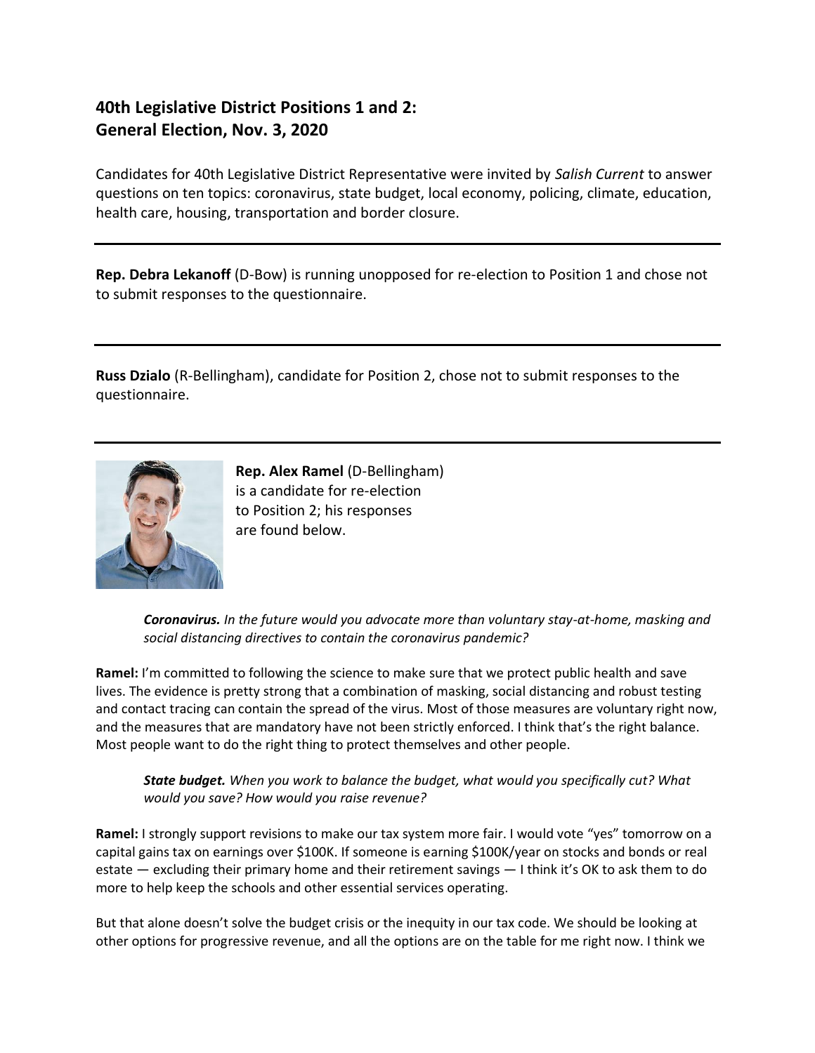## 40th Legislative District Positions 1 and 2: General Election, Nov. 3, 2020

Candidates for 40th Legislative District Representative were invited by *Salish Current* to answer questions on ten topics: coronavirus, state budget, local economy, policing, climate, education, health care, housing, transportation and border closure.

---

**Rep. Debra Lekanoff** (D-Bow) is running unopposed for re-election to Position 1 and chose not to submit responses to the questionnaire.

---

**Russ Dzialo** (R-Bellingham), candidate for Position 2, chose not to submit responses to the questionnaire.

---

**Rep. Alex Ramel** (D-Bellingham) is a candidate for re-election to Position 2; his responses are found below.

> ***Coronavirus.*** *In the future would you advocate more than voluntary stay-at-home, masking and social distancing directives to contain the coronavirus pandemic?*

**Ramel:** I'm committed to following the science to make sure that we protect public health and save lives. The evidence is pretty strong that a combination of masking, social distancing and robust testing and contact tracing can contain the spread of the virus. Most of those measures are voluntary right now, and the measures that are mandatory have not been strictly enforced. I think that's the right balance. Most people want to do the right thing to protect themselves and other people.

> ***State budget.*** *When you work to balance the budget, what would you specifically cut? What would you save? How would you raise revenue?*

**Ramel:** I strongly support revisions to make our tax system more fair. I would vote "yes" tomorrow on a capital gains tax on earnings over $100K. If someone is earning $100K/year on stocks and bonds or real estate — excluding their primary home and their retirement savings — I think it's OK to ask them to do more to help keep the schools and other essential services operating.

But that alone doesn't solve the budget crisis or the inequity in our tax code. We should be looking at other options for progressive revenue, and all the options are on the table for me right now. I think we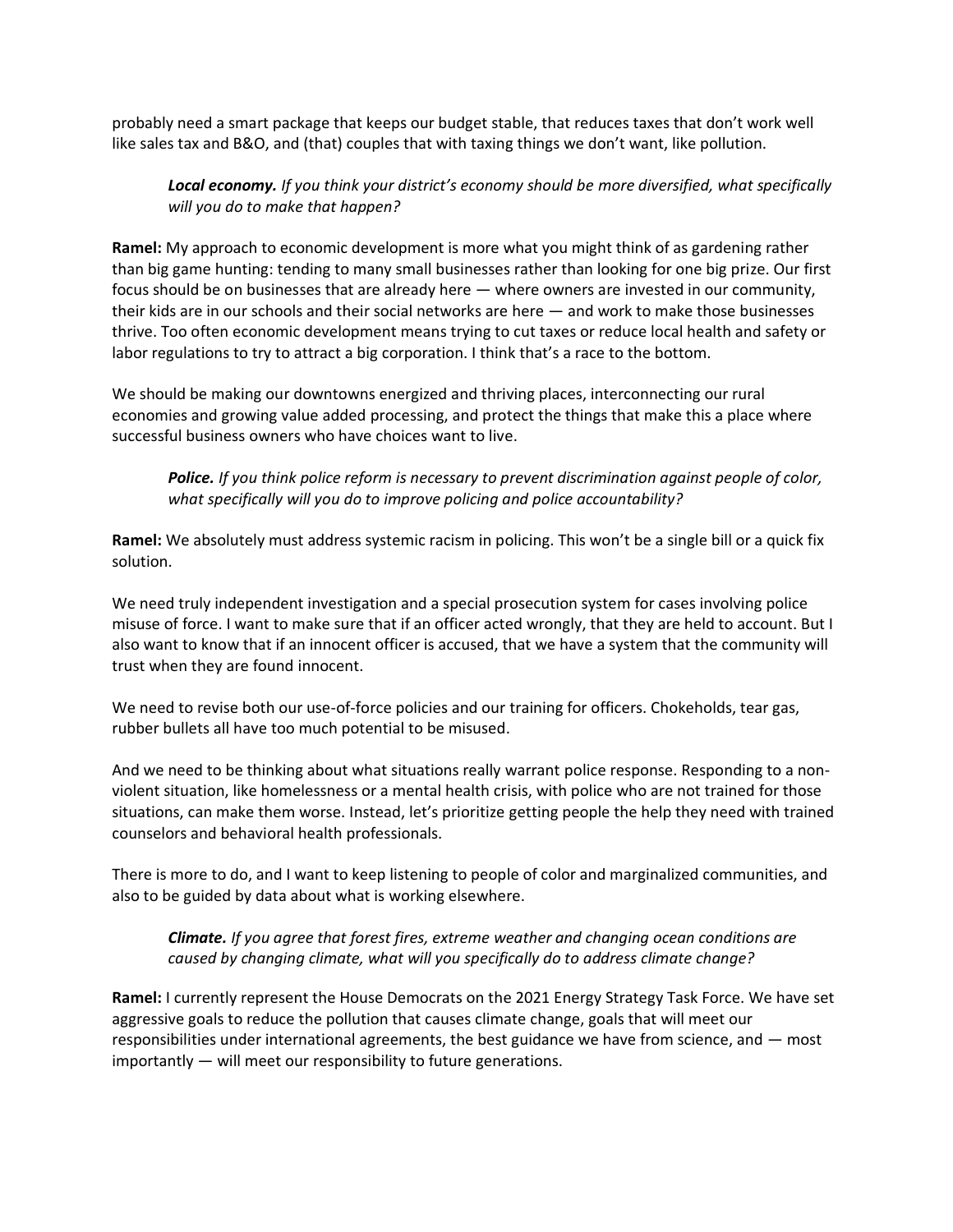probably need a smart package that keeps our budget stable, that reduces taxes that don't work well like sales tax and B&O, and (that) couples that with taxing things we don't want, like pollution.

> ***Local economy.*** *If you think your district's economy should be more diversified, what specifically will you do to make that happen?*

**Ramel:** My approach to economic development is more what you might think of as gardening rather than big game hunting: tending to many small businesses rather than looking for one big prize. Our first focus should be on businesses that are already here — where owners are invested in our community, their kids are in our schools and their social networks are here — and work to make those businesses thrive. Too often economic development means trying to cut taxes or reduce local health and safety or labor regulations to try to attract a big corporation. I think that's a race to the bottom.

We should be making our downtowns energized and thriving places, interconnecting our rural economies and growing value added processing, and protect the things that make this a place where successful business owners who have choices want to live.

> ***Police.*** *If you think police reform is necessary to prevent discrimination against people of color, what specifically will you do to improve policing and police accountability?*

**Ramel:** We absolutely must address systemic racism in policing. This won't be a single bill or a quick fix solution.

We need truly independent investigation and a special prosecution system for cases involving police misuse of force. I want to make sure that if an officer acted wrongly, that they are held to account. But I also want to know that if an innocent officer is accused, that we have a system that the community will trust when they are found innocent.

We need to revise both our use-of-force policies and our training for officers. Chokeholds, tear gas, rubber bullets all have too much potential to be misused.

And we need to be thinking about what situations really warrant police response. Responding to a non-violent situation, like homelessness or a mental health crisis, with police who are not trained for those situations, can make them worse. Instead, let's prioritize getting people the help they need with trained counselors and behavioral health professionals.

There is more to do, and I want to keep listening to people of color and marginalized communities, and also to be guided by data about what is working elsewhere.

> ***Climate.*** *If you agree that forest fires, extreme weather and changing ocean conditions are caused by changing climate, what will you specifically do to address climate change?*

**Ramel:** I currently represent the House Democrats on the 2021 Energy Strategy Task Force. We have set aggressive goals to reduce the pollution that causes climate change, goals that will meet our responsibilities under international agreements, the best guidance we have from science, and — most importantly — will meet our responsibility to future generations.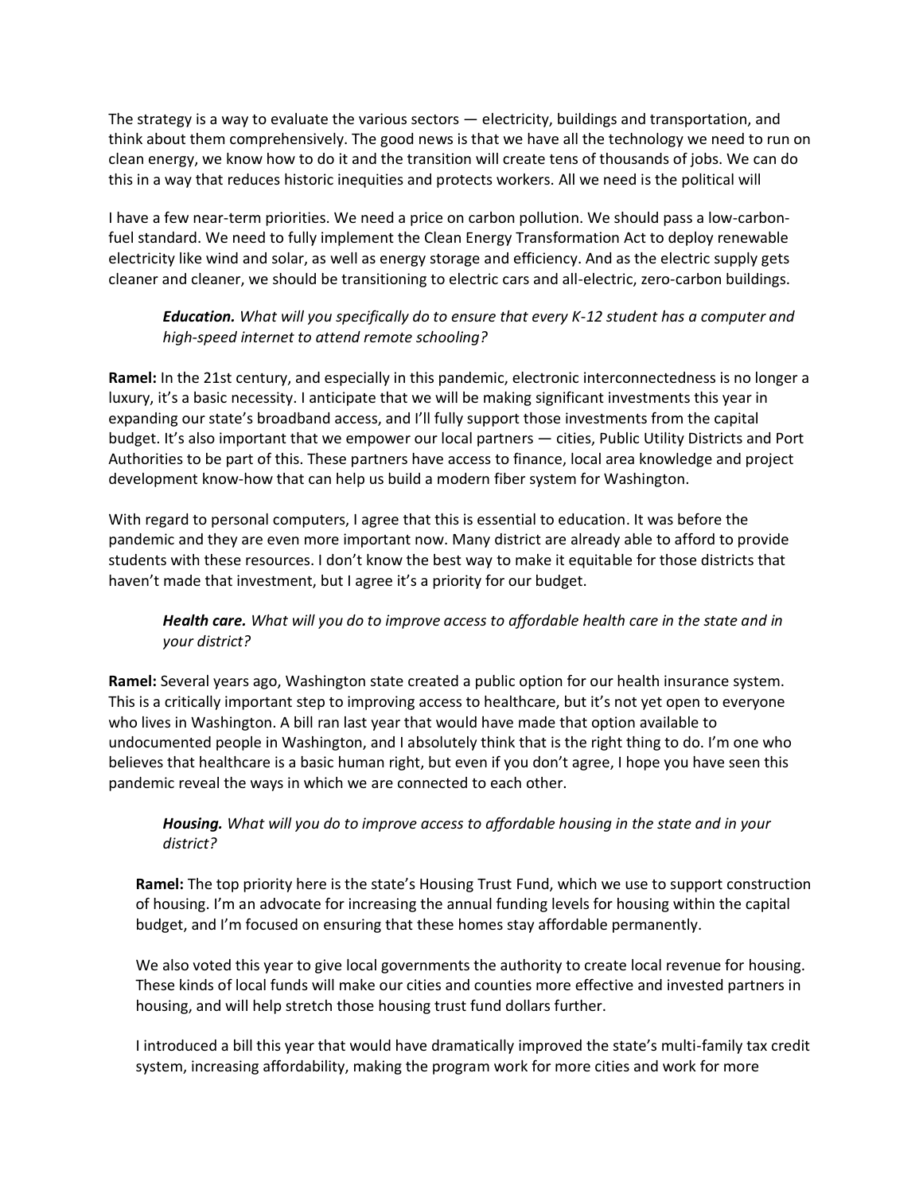The strategy is a way to evaluate the various sectors — electricity, buildings and transportation, and think about them comprehensively. The good news is that we have all the technology we need to run on clean energy, we know how to do it and the transition will create tens of thousands of jobs. We can do this in a way that reduces historic inequities and protects workers. All we need is the political will

I have a few near-term priorities. We need a price on carbon pollution. We should pass a low-carbon-fuel standard. We need to fully implement the Clean Energy Transformation Act to deploy renewable electricity like wind and solar, as well as energy storage and efficiency. And as the electric supply gets cleaner and cleaner, we should be transitioning to electric cars and all-electric, zero-carbon buildings.

> ***Education.*** *What will you specifically do to ensure that every K-12 student has a computer and high-speed internet to attend remote schooling?*

**Ramel:** In the 21st century, and especially in this pandemic, electronic interconnectedness is no longer a luxury, it's a basic necessity. I anticipate that we will be making significant investments this year in expanding our state's broadband access, and I'll fully support those investments from the capital budget. It's also important that we empower our local partners — cities, Public Utility Districts and Port Authorities to be part of this. These partners have access to finance, local area knowledge and project development know-how that can help us build a modern fiber system for Washington.

With regard to personal computers, I agree that this is essential to education. It was before the pandemic and they are even more important now. Many district are already able to afford to provide students with these resources. I don't know the best way to make it equitable for those districts that haven't made that investment, but I agree it's a priority for our budget.

> ***Health care.*** *What will you do to improve access to affordable health care in the state and in your district?*

**Ramel:** Several years ago, Washington state created a public option for our health insurance system. This is a critically important step to improving access to healthcare, but it's not yet open to everyone who lives in Washington. A bill ran last year that would have made that option available to undocumented people in Washington, and I absolutely think that is the right thing to do. I'm one who believes that healthcare is a basic human right, but even if you don't agree, I hope you have seen this pandemic reveal the ways in which we are connected to each other.

> ***Housing.*** *What will you do to improve access to affordable housing in the state and in your district?*

**Ramel:** The top priority here is the state's Housing Trust Fund, which we use to support construction of housing. I'm an advocate for increasing the annual funding levels for housing within the capital budget, and I'm focused on ensuring that these homes stay affordable permanently.

We also voted this year to give local governments the authority to create local revenue for housing. These kinds of local funds will make our cities and counties more effective and invested partners in housing, and will help stretch those housing trust fund dollars further.

I introduced a bill this year that would have dramatically improved the state's multi-family tax credit system, increasing affordability, making the program work for more cities and work for more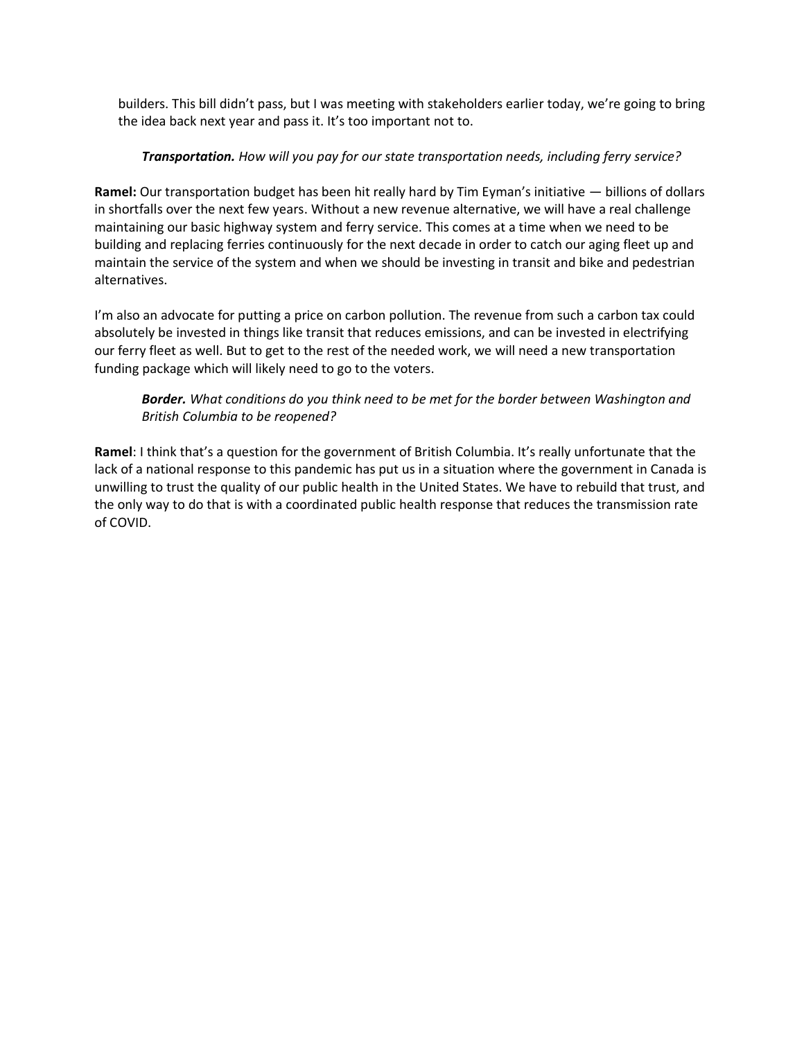builders. This bill didn't pass, but I was meeting with stakeholders earlier today, we're going to bring the idea back next year and pass it. It's too important not to.

***Transportation.*** *How will you pay for our state transportation needs, including ferry service?*

**Ramel:** Our transportation budget has been hit really hard by Tim Eyman's initiative — billions of dollars in shortfalls over the next few years. Without a new revenue alternative, we will have a real challenge maintaining our basic highway system and ferry service. This comes at a time when we need to be building and replacing ferries continuously for the next decade in order to catch our aging fleet up and maintain the service of the system and when we should be investing in transit and bike and pedestrian alternatives.

I'm also an advocate for putting a price on carbon pollution. The revenue from such a carbon tax could absolutely be invested in things like transit that reduces emissions, and can be invested in electrifying our ferry fleet as well. But to get to the rest of the needed work, we will need a new transportation funding package which will likely need to go to the voters.

***Border.*** *What conditions do you think need to be met for the border between Washington and British Columbia to be reopened?*

**Ramel**: I think that's a question for the government of British Columbia. It's really unfortunate that the lack of a national response to this pandemic has put us in a situation where the government in Canada is unwilling to trust the quality of our public health in the United States. We have to rebuild that trust, and the only way to do that is with a coordinated public health response that reduces the transmission rate of COVID.